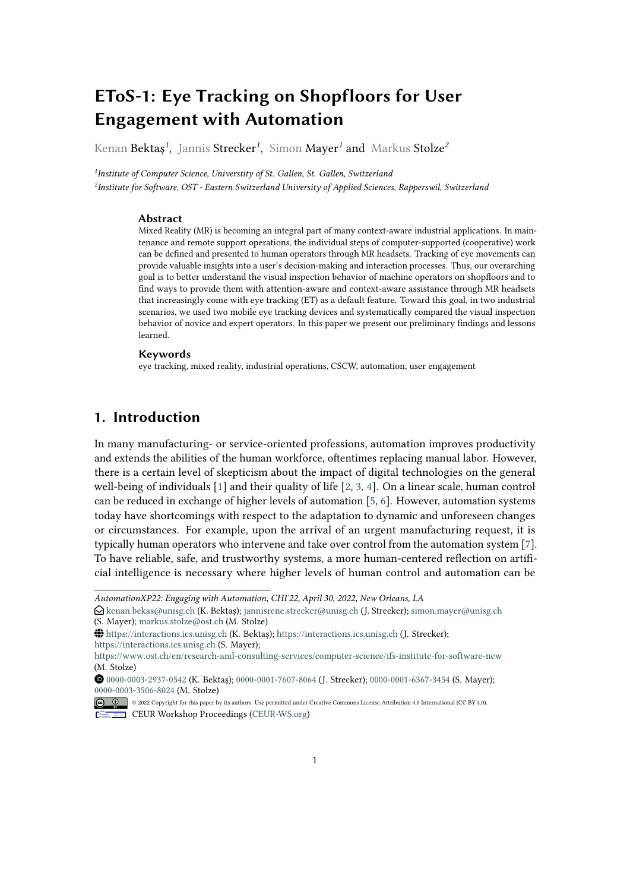# EToS-1: Eye Tracking on Shopfloors for User Engagement with Automation

Kenan Bektaş[1], Jannis Strecker[1], Simon Mayer[1] and Markus Stolze[2]

[1]*Institute of Computer Science, Universtity of St. Gallen, St. Gallen, Switzerland*

[2]*Institute for Software, OST - Eastern Switzerland University of Applied Sciences, Rapperswil, Switzerland*

### Abstract

Mixed Reality (MR) is becoming an integral part of many context-aware industrial applications. In maintenance and remote support operations, the individual steps of computer-supported (cooperative) work can be defined and presented to human operators through MR headsets. Tracking of eye movements can provide valuable insights into a user's decision-making and interaction processes. Thus, our overarching goal is to better understand the visual inspection behavior of machine operators on shopfloors and to find ways to provide them with attention-aware and context-aware assistance through MR headsets that increasingly come with eye tracking (ET) as a default feature. Toward this goal, in two industrial scenarios, we used two mobile eye tracking devices and systematically compared the visual inspection behavior of novice and expert operators. In this paper we present our preliminary findings and lessons learned.

### Keywords

eye tracking, mixed reality, industrial operations, CSCW, automation, user engagement

## 1. Introduction

In many manufacturing- or service-oriented professions, automation improves productivity and extends the abilities of the human workforce, oftentimes replacing manual labor. However, there is a certain level of skepticism about the impact of digital technologies on the general well-being of individuals [1] and their quality of life [2, 3, 4]. On a linear scale, human control can be reduced in exchange of higher levels of automation [5, 6]. However, automation systems today have shortcomings with respect to the adaptation to dynamic and unforeseen changes or circumstances. For example, upon the arrival of an urgent manufacturing request, it is typically human operators who intervene and take over control from the automation system [7]. To have reliable, safe, and trustworthy systems, a more human-centered reflection on artificial intelligence is necessary where higher levels of human control and automation can be

---

*AutomationXP22: Engaging with Automation, CHI'22, April 30, 2022, New Orleans, LA*

kenan.bekas@unisg.ch (K. Bektaş); jannisrene.strecker@unisg.ch (J. Strecker); simon.mayer@unisg.ch (S. Mayer); markus.stolze@ost.ch (M. Stolze)

https://interactions.ics.unisg.ch (K. Bektaş); https://interactions.ics.unisg.ch (J. Strecker); https://interactions.ics.unisg.ch (S. Mayer); https://www.ost.ch/en/research-and-consulting-services/computer-science/ifs-institute-for-software-new (M. Stolze)

0000-0003-2937-0542 (K. Bektaş); 0000-0001-7607-8064 (J. Strecker); 0000-0001-6367-3454 (S. Mayer); 0000-0003-3506-8024 (M. Stolze)

© 2022 Copyright for this paper by its authors. Use permitted under Creative Commons License Attribution 4.0 International (CC BY 4.0).

CEUR Workshop Proceedings (CEUR-WS.org)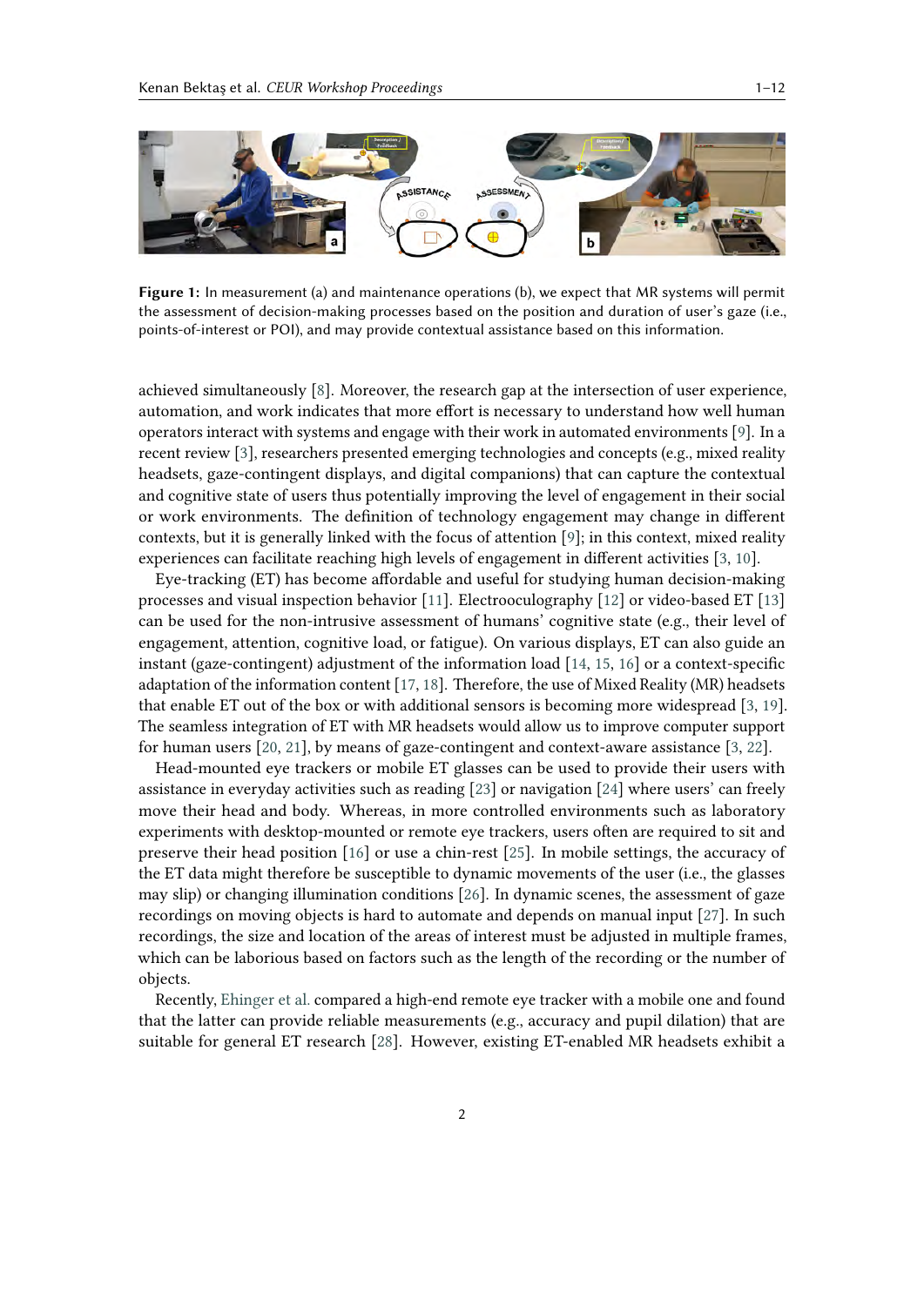**Figure 1:** In measurement (a) and maintenance operations (b), we expect that MR systems will permit the assessment of decision-making processes based on the position and duration of user's gaze (i.e., points-of-interest or POI), and may provide contextual assistance based on this information.

achieved simultaneously [8]. Moreover, the research gap at the intersection of user experience, automation, and work indicates that more effort is necessary to understand how well human operators interact with systems and engage with their work in automated environments [9]. In a recent review [3], researchers presented emerging technologies and concepts (e.g., mixed reality headsets, gaze-contingent displays, and digital companions) that can capture the contextual and cognitive state of users thus potentially improving the level of engagement in their social or work environments. The definition of technology engagement may change in different contexts, but it is generally linked with the focus of attention [9]; in this context, mixed reality experiences can facilitate reaching high levels of engagement in different activities [3, 10].

Eye-tracking (ET) has become affordable and useful for studying human decision-making processes and visual inspection behavior [11]. Electrooculography [12] or video-based ET [13] can be used for the non-intrusive assessment of humans' cognitive state (e.g., their level of engagement, attention, cognitive load, or fatigue). On various displays, ET can also guide an instant (gaze-contingent) adjustment of the information load [14, 15, 16] or a context-specific adaptation of the information content [17, 18]. Therefore, the use of Mixed Reality (MR) headsets that enable ET out of the box or with additional sensors is becoming more widespread [3, 19]. The seamless integration of ET with MR headsets would allow us to improve computer support for human users [20, 21], by means of gaze-contingent and context-aware assistance [3, 22].

Head-mounted eye trackers or mobile ET glasses can be used to provide their users with assistance in everyday activities such as reading [23] or navigation [24] where users' can freely move their head and body. Whereas, in more controlled environments such as laboratory experiments with desktop-mounted or remote eye trackers, users often are required to sit and preserve their head position [16] or use a chin-rest [25]. In mobile settings, the accuracy of the ET data might therefore be susceptible to dynamic movements of the user (i.e., the glasses may slip) or changing illumination conditions [26]. In dynamic scenes, the assessment of gaze recordings on moving objects is hard to automate and depends on manual input [27]. In such recordings, the size and location of the areas of interest must be adjusted in multiple frames, which can be laborious based on factors such as the length of the recording or the number of objects.

Recently, Ehinger et al. compared a high-end remote eye tracker with a mobile one and found that the latter can provide reliable measurements (e.g., accuracy and pupil dilation) that are suitable for general ET research [28]. However, existing ET-enabled MR headsets exhibit a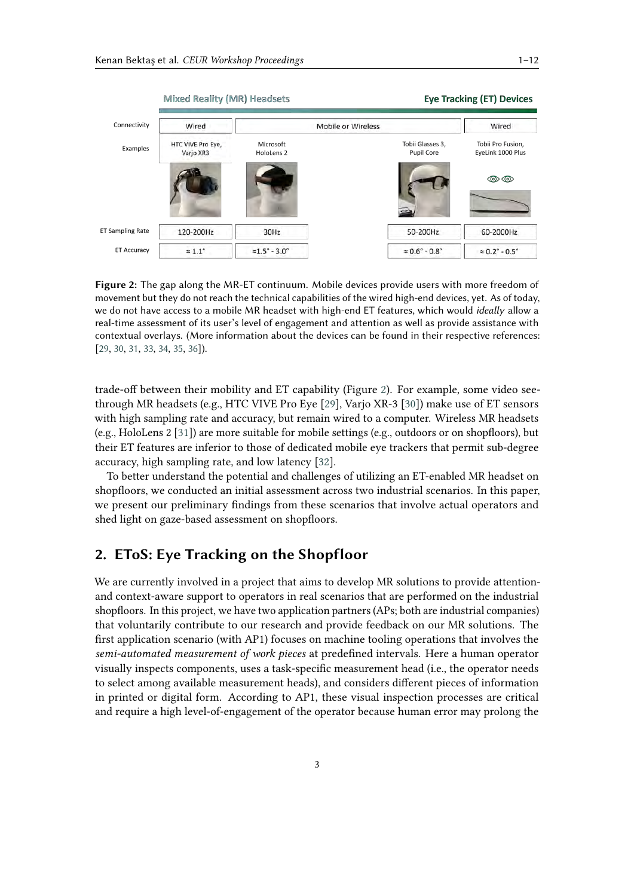Mixed Reality (MR) Headsets

Eye Tracking (ET) Devices

Connectivity: Wired | Mobile or Wireless | Wired

Examples: HTC VIVE Pro Eye, Varjo XR3 | Microsoft HoloLens 2 | Tobii Glasses 3, Pupil Core | Tobii Pro Fusion, EyeLink 1000 Plus

ET Sampling Rate: 120-200Hz | 30Hz | 50-200Hz | 60-2000Hz

ET Accuracy: ≈ 1.1° | ≈1.5° - 3.0° | ≈ 0.6° - 0.8° | ≈ 0.2° - 0.5°

**Figure 2:** The gap along the MR-ET continuum. Mobile devices provide users with more freedom of movement but they do not reach the technical capabilities of the wired high-end devices, yet. As of today, we do not have access to a mobile MR headset with high-end ET features, which would *ideally* allow a real-time assessment of its user's level of engagement and attention as well as provide assistance with contextual overlays. (More information about the devices can be found in their respective references: [29, 30, 31, 33, 34, 35, 36]).

trade-off between their mobility and ET capability (Figure 2). For example, some video see-through MR headsets (e.g., HTC VIVE Pro Eye [29], Varjo XR-3 [30]) make use of ET sensors with high sampling rate and accuracy, but remain wired to a computer. Wireless MR headsets (e.g., HoloLens 2 [31]) are more suitable for mobile settings (e.g., outdoors or on shopfloors), but their ET features are inferior to those of dedicated mobile eye trackers that permit sub-degree accuracy, high sampling rate, and low latency [32].

To better understand the potential and challenges of utilizing an ET-enabled MR headset on shopfloors, we conducted an initial assessment across two industrial scenarios. In this paper, we present our preliminary findings from these scenarios that involve actual operators and shed light on gaze-based assessment on shopfloors.

## 2. EToS: Eye Tracking on the Shopfloor

We are currently involved in a project that aims to develop MR solutions to provide attention- and context-aware support to operators in real scenarios that are performed on the industrial shopfloors. In this project, we have two application partners (APs; both are industrial companies) that voluntarily contribute to our research and provide feedback on our MR solutions. The first application scenario (with AP1) focuses on machine tooling operations that involves the *semi-automated measurement of work pieces* at predefined intervals. Here a human operator visually inspects components, uses a task-specific measurement head (i.e., the operator needs to select among available measurement heads), and considers different pieces of information in printed or digital form. According to AP1, these visual inspection processes are critical and require a high level-of-engagement of the operator because human error may prolong the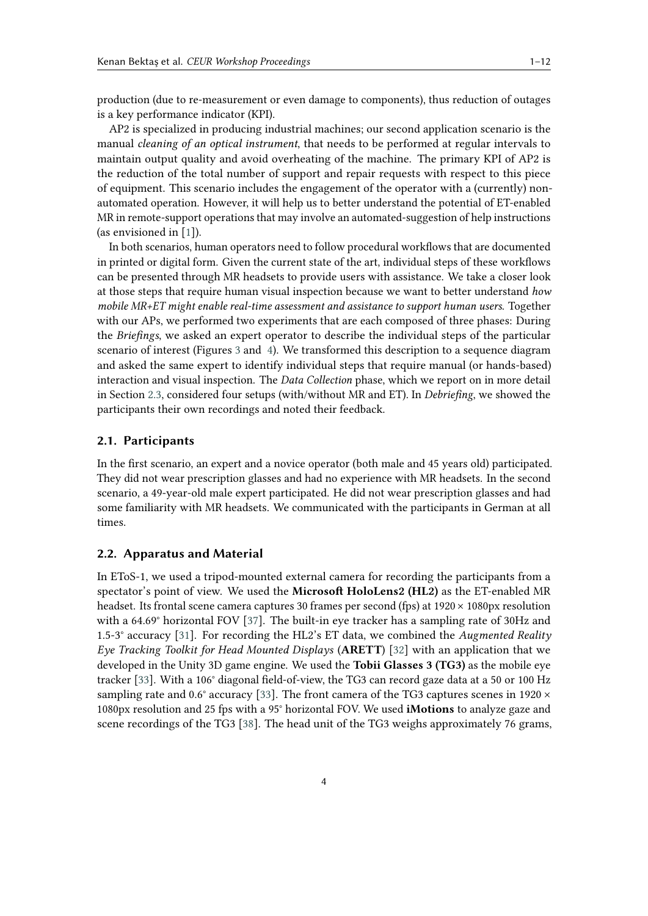production (due to re-measurement or even damage to components), thus reduction of outages is a key performance indicator (KPI).

AP2 is specialized in producing industrial machines; our second application scenario is the manual *cleaning of an optical instrument*, that needs to be performed at regular intervals to maintain output quality and avoid overheating of the machine. The primary KPI of AP2 is the reduction of the total number of support and repair requests with respect to this piece of equipment. This scenario includes the engagement of the operator with a (currently) non-automated operation. However, it will help us to better understand the potential of ET-enabled MR in remote-support operations that may involve an automated-suggestion of help instructions (as envisioned in [1]).

In both scenarios, human operators need to follow procedural workflows that are documented in printed or digital form. Given the current state of the art, individual steps of these workflows can be presented through MR headsets to provide users with assistance. We take a closer look at those steps that require human visual inspection because we want to better understand *how mobile MR+ET might enable real-time assessment and assistance to support human users*. Together with our APs, we performed two experiments that are each composed of three phases: During the *Briefings*, we asked an expert operator to describe the individual steps of the particular scenario of interest (Figures 3 and 4). We transformed this description to a sequence diagram and asked the same expert to identify individual steps that require manual (or hands-based) interaction and visual inspection. The *Data Collection* phase, which we report on in more detail in Section 2.3, considered four setups (with/without MR and ET). In *Debriefing*, we showed the participants their own recordings and noted their feedback.

### 2.1. Participants

In the first scenario, an expert and a novice operator (both male and 45 years old) participated. They did not wear prescription glasses and had no experience with MR headsets. In the second scenario, a 49-year-old male expert participated. He did not wear prescription glasses and had some familiarity with MR headsets. We communicated with the participants in German at all times.

### 2.2. Apparatus and Material

In EToS-1, we used a tripod-mounted external camera for recording the participants from a spectator's point of view. We used the **Microsoft HoloLens2 (HL2)** as the ET-enabled MR headset. Its frontal scene camera captures 30 frames per second (fps) at 1920 × 1080px resolution with a 64.69° horizontal FOV [37]. The built-in eye tracker has a sampling rate of 30Hz and 1.5-3° accuracy [31]. For recording the HL2's ET data, we combined the *Augmented Reality Eye Tracking Toolkit for Head Mounted Displays* (**ARETT**) [32] with an application that we developed in the Unity 3D game engine. We used the **Tobii Glasses 3 (TG3)** as the mobile eye tracker [33]. With a 106° diagonal field-of-view, the TG3 can record gaze data at a 50 or 100 Hz sampling rate and 0.6° accuracy [33]. The front camera of the TG3 captures scenes in 1920 × 1080px resolution and 25 fps with a 95° horizontal FOV. We used **iMotions** to analyze gaze and scene recordings of the TG3 [38]. The head unit of the TG3 weighs approximately 76 grams,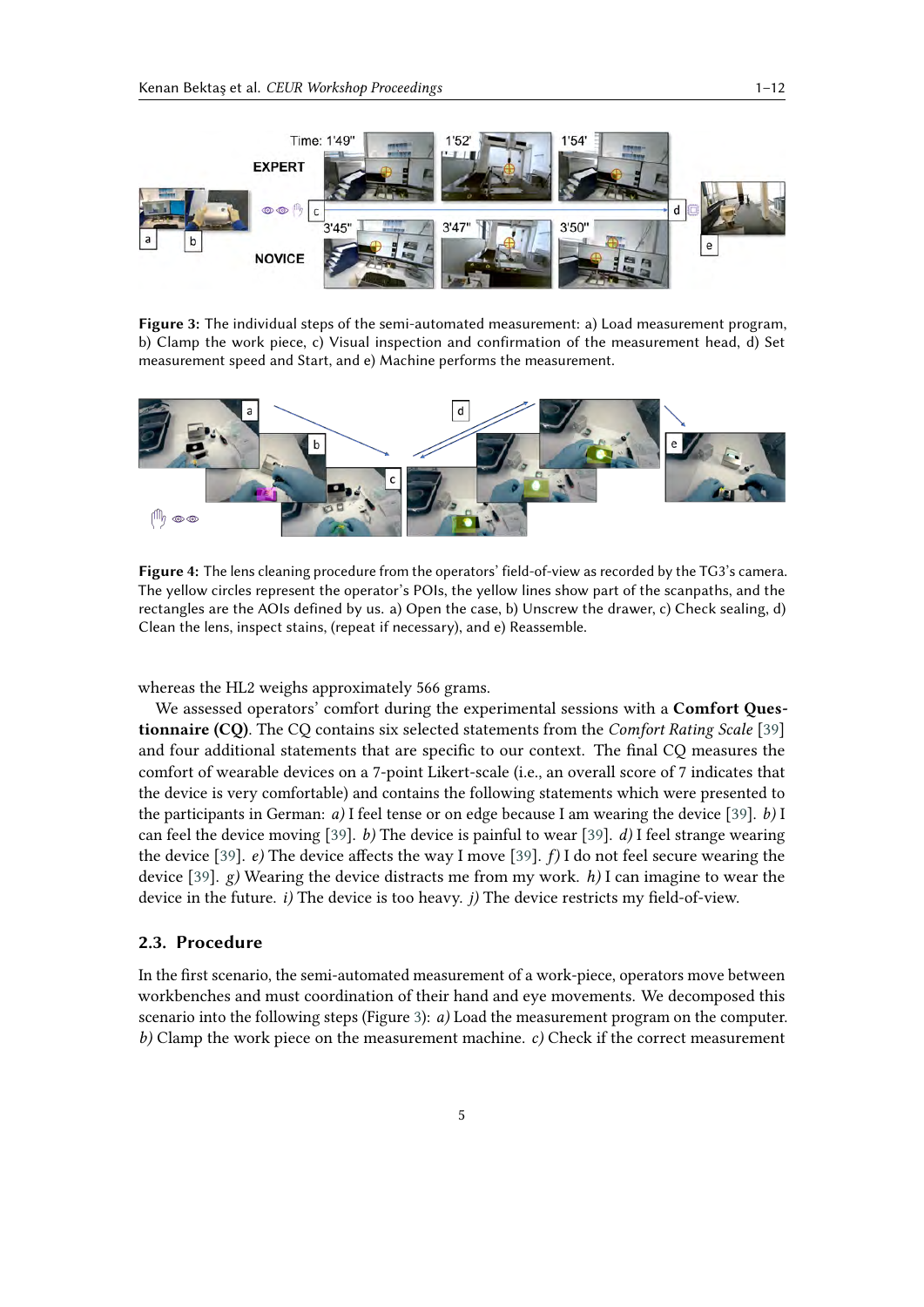Time: 1'49"

EXPERT

1'52'

1'54'

a b c d e

3'45"

3'47"

3'50"

NOVICE

**Figure 3:** The individual steps of the semi-automated measurement: a) Load measurement program, b) Clamp the work piece, c) Visual inspection and confirmation of the measurement head, d) Set measurement speed and Start, and e) Machine performs the measurement.

a b c d e

**Figure 4:** The lens cleaning procedure from the operators' field-of-view as recorded by the TG3's camera. The yellow circles represent the operator's POIs, the yellow lines show part of the scanpaths, and the rectangles are the AOIs defined by us. a) Open the case, b) Unscrew the drawer, c) Check sealing, d) Clean the lens, inspect stains, (repeat if necessary), and e) Reassemble.

whereas the HL2 weighs approximately 566 grams.

We assessed operators' comfort during the experimental sessions with a **Comfort Questionnaire (CQ)**. The CQ contains six selected statements from the *Comfort Rating Scale* [39] and four additional statements that are specific to our context. The final CQ measures the comfort of wearable devices on a 7-point Likert-scale (i.e., an overall score of 7 indicates that the device is very comfortable) and contains the following statements which were presented to the participants in German: *a)* I feel tense or on edge because I am wearing the device [39]. *b)* I can feel the device moving [39]. *c)* The device is painful to wear [39]. *d)* I feel strange wearing the device [39]. *e)* The device affects the way I move [39]. *f)* I do not feel secure wearing the device [39]. *g)* Wearing the device distracts me from my work. *h)* I can imagine to wear the device in the future. *i)* The device is too heavy. *j)* The device restricts my field-of-view.

### 2.3. Procedure

In the first scenario, the semi-automated measurement of a work-piece, operators move between workbenches and must coordination of their hand and eye movements. We decomposed this scenario into the following steps (Figure 3): *a)* Load the measurement program on the computer. *b)* Clamp the work piece on the measurement machine. *c)* Check if the correct measurement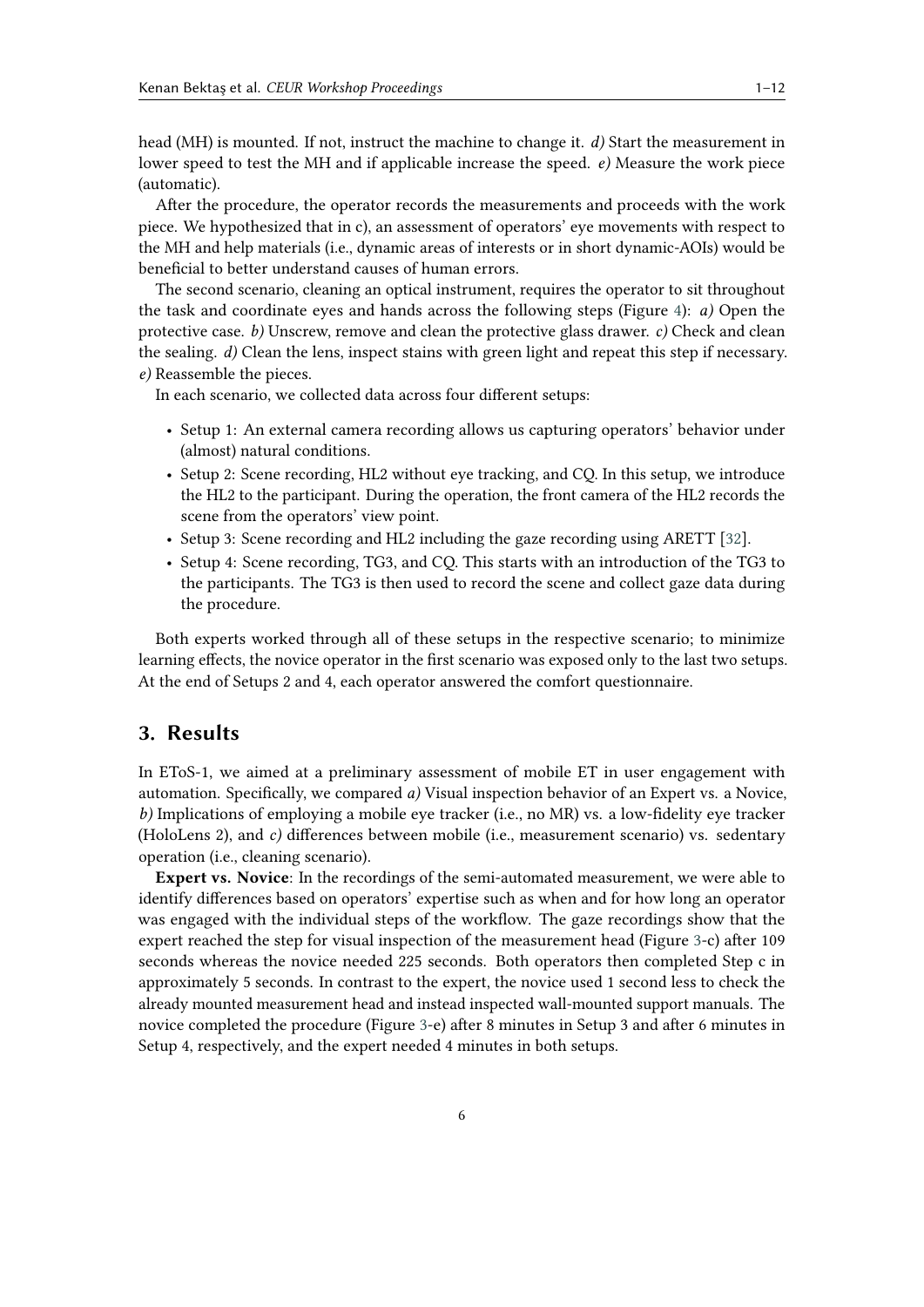head (MH) is mounted. If not, instruct the machine to change it. *d)* Start the measurement in lower speed to test the MH and if applicable increase the speed. *e)* Measure the work piece (automatic).

After the procedure, the operator records the measurements and proceeds with the work piece. We hypothesized that in c), an assessment of operators' eye movements with respect to the MH and help materials (i.e., dynamic areas of interests or in short dynamic-AOIs) would be beneficial to better understand causes of human errors.

The second scenario, cleaning an optical instrument, requires the operator to sit throughout the task and coordinate eyes and hands across the following steps (Figure 4): *a)* Open the protective case. *b)* Unscrew, remove and clean the protective glass drawer. *c)* Check and clean the sealing. *d)* Clean the lens, inspect stains with green light and repeat this step if necessary. *e)* Reassemble the pieces.

In each scenario, we collected data across four different setups:

- Setup 1: An external camera recording allows us capturing operators' behavior under (almost) natural conditions.
- Setup 2: Scene recording, HL2 without eye tracking, and CQ. In this setup, we introduce the HL2 to the participant. During the operation, the front camera of the HL2 records the scene from the operators' view point.
- Setup 3: Scene recording and HL2 including the gaze recording using ARETT [32].
- Setup 4: Scene recording, TG3, and CQ. This starts with an introduction of the TG3 to the participants. The TG3 is then used to record the scene and collect gaze data during the procedure.

Both experts worked through all of these setups in the respective scenario; to minimize learning effects, the novice operator in the first scenario was exposed only to the last two setups. At the end of Setups 2 and 4, each operator answered the comfort questionnaire.

## 3. Results

In EToS-1, we aimed at a preliminary assessment of mobile ET in user engagement with automation. Specifically, we compared *a)* Visual inspection behavior of an Expert vs. a Novice, *b)* Implications of employing a mobile eye tracker (i.e., no MR) vs. a low-fidelity eye tracker (HoloLens 2), and *c)* differences between mobile (i.e., measurement scenario) vs. sedentary operation (i.e., cleaning scenario).

**Expert vs. Novice**: In the recordings of the semi-automated measurement, we were able to identify differences based on operators' expertise such as when and for how long an operator was engaged with the individual steps of the workflow. The gaze recordings show that the expert reached the step for visual inspection of the measurement head (Figure 3-c) after 109 seconds whereas the novice needed 225 seconds. Both operators then completed Step c in approximately 5 seconds. In contrast to the expert, the novice used 1 second less to check the already mounted measurement head and instead inspected wall-mounted support manuals. The novice completed the procedure (Figure 3-e) after 8 minutes in Setup 3 and after 6 minutes in Setup 4, respectively, and the expert needed 4 minutes in both setups.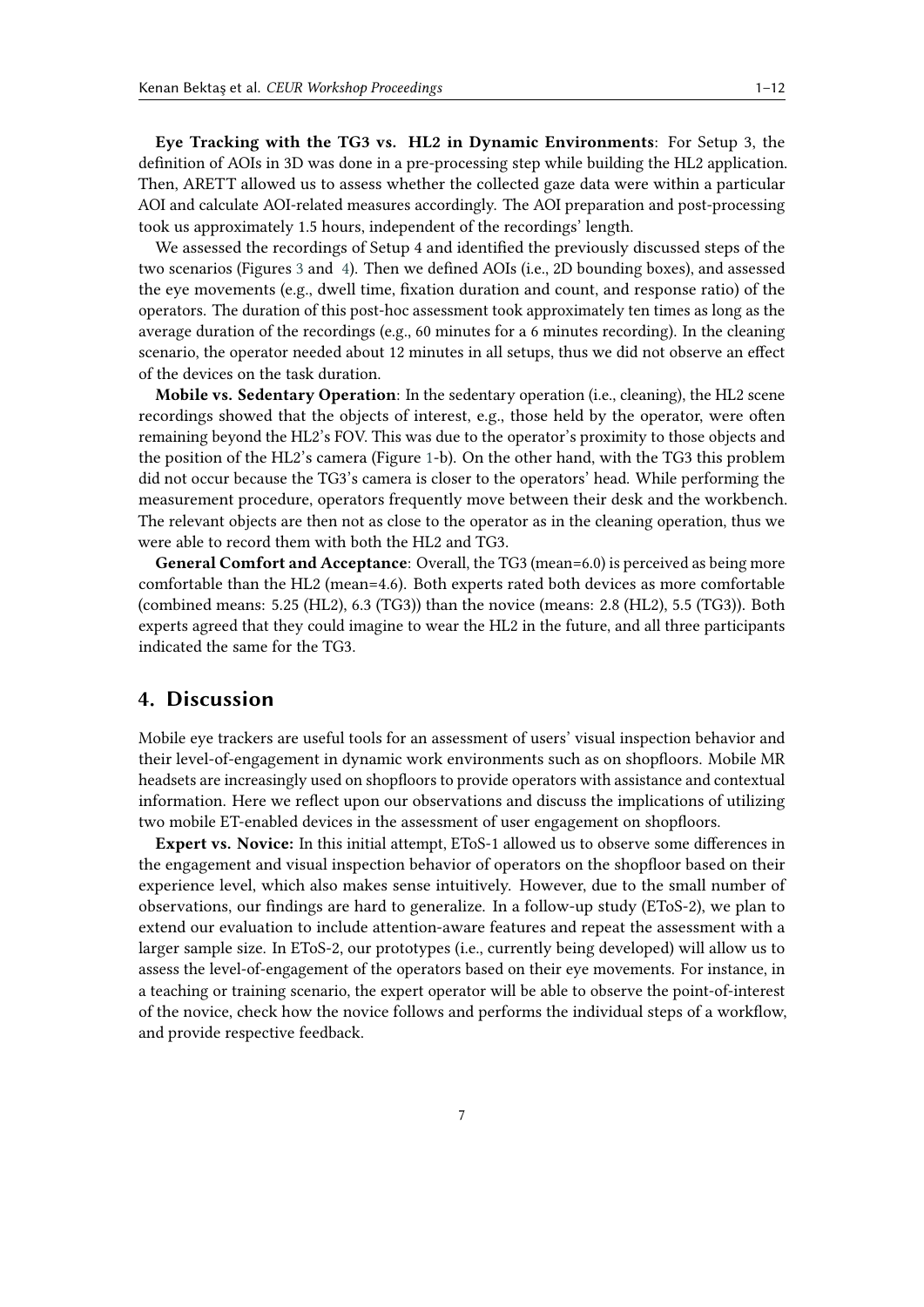**Eye Tracking with the TG3 vs. HL2 in Dynamic Environments**: For Setup 3, the definition of AOIs in 3D was done in a pre-processing step while building the HL2 application. Then, ARETT allowed us to assess whether the collected gaze data were within a particular AOI and calculate AOI-related measures accordingly. The AOI preparation and post-processing took us approximately 1.5 hours, independent of the recordings' length.

We assessed the recordings of Setup 4 and identified the previously discussed steps of the two scenarios (Figures 3 and 4). Then we defined AOIs (i.e., 2D bounding boxes), and assessed the eye movements (e.g., dwell time, fixation duration and count, and response ratio) of the operators. The duration of this post-hoc assessment took approximately ten times as long as the average duration of the recordings (e.g., 60 minutes for a 6 minutes recording). In the cleaning scenario, the operator needed about 12 minutes in all setups, thus we did not observe an effect of the devices on the task duration.

**Mobile vs. Sedentary Operation**: In the sedentary operation (i.e., cleaning), the HL2 scene recordings showed that the objects of interest, e.g., those held by the operator, were often remaining beyond the HL2's FOV. This was due to the operator's proximity to those objects and the position of the HL2's camera (Figure 1-b). On the other hand, with the TG3 this problem did not occur because the TG3's camera is closer to the operators' head. While performing the measurement procedure, operators frequently move between their desk and the workbench. The relevant objects are then not as close to the operator as in the cleaning operation, thus we were able to record them with both the HL2 and TG3.

**General Comfort and Acceptance**: Overall, the TG3 (mean=6.0) is perceived as being more comfortable than the HL2 (mean=4.6). Both experts rated both devices as more comfortable (combined means: 5.25 (HL2), 6.3 (TG3)) than the novice (means: 2.8 (HL2), 5.5 (TG3)). Both experts agreed that they could imagine to wear the HL2 in the future, and all three participants indicated the same for the TG3.

## 4. Discussion

Mobile eye trackers are useful tools for an assessment of users' visual inspection behavior and their level-of-engagement in dynamic work environments such as on shopfloors. Mobile MR headsets are increasingly used on shopfloors to provide operators with assistance and contextual information. Here we reflect upon our observations and discuss the implications of utilizing two mobile ET-enabled devices in the assessment of user engagement on shopfloors.

**Expert vs. Novice:** In this initial attempt, EToS-1 allowed us to observe some differences in the engagement and visual inspection behavior of operators on the shopfloor based on their experience level, which also makes sense intuitively. However, due to the small number of observations, our findings are hard to generalize. In a follow-up study (EToS-2), we plan to extend our evaluation to include attention-aware features and repeat the assessment with a larger sample size. In EToS-2, our prototypes (i.e., currently being developed) will allow us to assess the level-of-engagement of the operators based on their eye movements. For instance, in a teaching or training scenario, the expert operator will be able to observe the point-of-interest of the novice, check how the novice follows and performs the individual steps of a workflow, and provide respective feedback.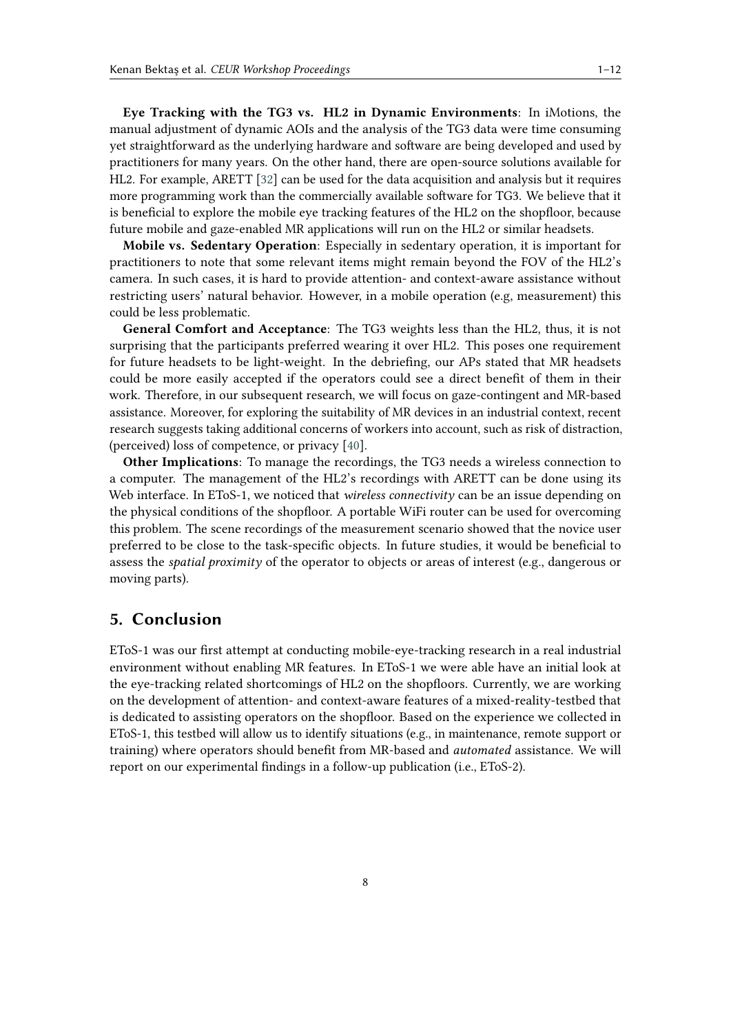**Eye Tracking with the TG3 vs. HL2 in Dynamic Environments**: In iMotions, the manual adjustment of dynamic AOIs and the analysis of the TG3 data were time consuming yet straightforward as the underlying hardware and software are being developed and used by practitioners for many years. On the other hand, there are open-source solutions available for HL2. For example, ARETT [32] can be used for the data acquisition and analysis but it requires more programming work than the commercially available software for TG3. We believe that it is beneficial to explore the mobile eye tracking features of the HL2 on the shopfloor, because future mobile and gaze-enabled MR applications will run on the HL2 or similar headsets.

**Mobile vs. Sedentary Operation**: Especially in sedentary operation, it is important for practitioners to note that some relevant items might remain beyond the FOV of the HL2's camera. In such cases, it is hard to provide attention- and context-aware assistance without restricting users' natural behavior. However, in a mobile operation (e.g, measurement) this could be less problematic.

**General Comfort and Acceptance**: The TG3 weights less than the HL2, thus, it is not surprising that the participants preferred wearing it over HL2. This poses one requirement for future headsets to be light-weight. In the debriefing, our APs stated that MR headsets could be more easily accepted if the operators could see a direct benefit of them in their work. Therefore, in our subsequent research, we will focus on gaze-contingent and MR-based assistance. Moreover, for exploring the suitability of MR devices in an industrial context, recent research suggests taking additional concerns of workers into account, such as risk of distraction, (perceived) loss of competence, or privacy [40].

**Other Implications**: To manage the recordings, the TG3 needs a wireless connection to a computer. The management of the HL2's recordings with ARETT can be done using its Web interface. In EToS-1, we noticed that *wireless connectivity* can be an issue depending on the physical conditions of the shopfloor. A portable WiFi router can be used for overcoming this problem. The scene recordings of the measurement scenario showed that the novice user preferred to be close to the task-specific objects. In future studies, it would be beneficial to assess the *spatial proximity* of the operator to objects or areas of interest (e.g., dangerous or moving parts).

## 5. Conclusion

EToS-1 was our first attempt at conducting mobile-eye-tracking research in a real industrial environment without enabling MR features. In EToS-1 we were able have an initial look at the eye-tracking related shortcomings of HL2 on the shopfloors. Currently, we are working on the development of attention- and context-aware features of a mixed-reality-testbed that is dedicated to assisting operators on the shopfloor. Based on the experience we collected in EToS-1, this testbed will allow us to identify situations (e.g., in maintenance, remote support or training) where operators should benefit from MR-based and *automated* assistance. We will report on our experimental findings in a follow-up publication (i.e., EToS-2).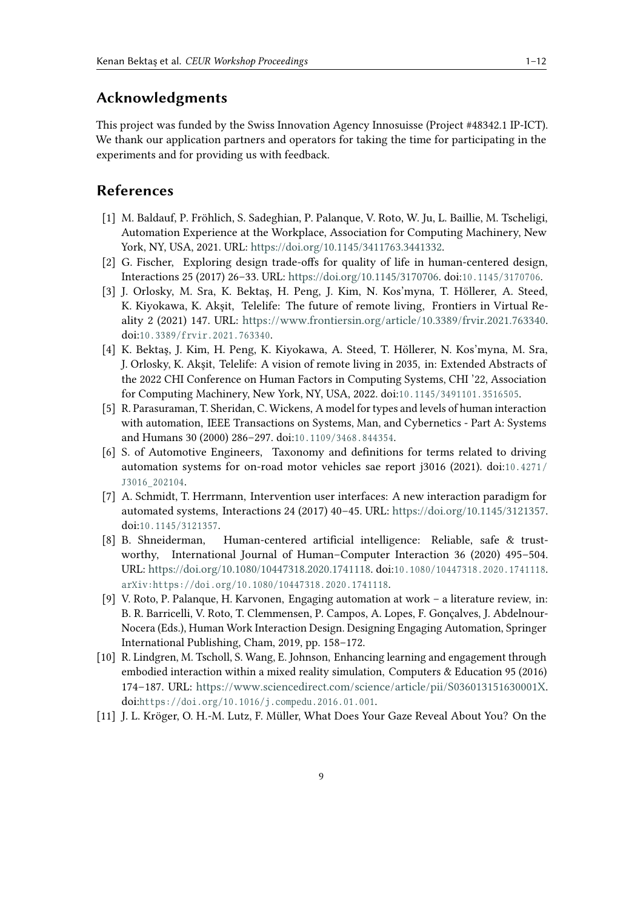## Acknowledgments

This project was funded by the Swiss Innovation Agency Innosuisse (Project #48342.1 IP-ICT). We thank our application partners and operators for taking the time for participating in the experiments and for providing us with feedback.

## References

[1] M. Baldauf, P. Fröhlich, S. Sadeghian, P. Palanque, V. Roto, W. Ju, L. Baillie, M. Tscheligi, Automation Experience at the Workplace, Association for Computing Machinery, New York, NY, USA, 2021. URL: https://doi.org/10.1145/3411763.3441332.

[2] G. Fischer, Exploring design trade-offs for quality of life in human-centered design, Interactions 25 (2017) 26–33. URL: https://doi.org/10.1145/3170706. doi:10.1145/3170706.

[3] J. Orlosky, M. Sra, K. Bektaş, H. Peng, J. Kim, N. Kos'myna, T. Höllerer, A. Steed, K. Kiyokawa, K. Akşit, Telelife: The future of remote living, Frontiers in Virtual Reality 2 (2021) 147. URL: https://www.frontiersin.org/article/10.3389/frvir.2021.763340. doi:10.3389/frvir.2021.763340.

[4] K. Bektaş, J. Kim, H. Peng, K. Kiyokawa, A. Steed, T. Höllerer, N. Kos'myna, M. Sra, J. Orlosky, K. Akşit, Telelife: A vision of remote living in 2035, in: Extended Abstracts of the 2022 CHI Conference on Human Factors in Computing Systems, CHI '22, Association for Computing Machinery, New York, NY, USA, 2022. doi:10.1145/3491101.3516505.

[5] R. Parasuraman, T. Sheridan, C. Wickens, A model for types and levels of human interaction with automation, IEEE Transactions on Systems, Man, and Cybernetics - Part A: Systems and Humans 30 (2000) 286–297. doi:10.1109/3468.844354.

[6] S. of Automotive Engineers, Taxonomy and definitions for terms related to driving automation systems for on-road motor vehicles sae report j3016 (2021). doi:10.4271/J3016_202104.

[7] A. Schmidt, T. Herrmann, Intervention user interfaces: A new interaction paradigm for automated systems, Interactions 24 (2017) 40–45. URL: https://doi.org/10.1145/3121357. doi:10.1145/3121357.

[8] B. Shneiderman, Human-centered artificial intelligence: Reliable, safe & trustworthy, International Journal of Human–Computer Interaction 36 (2020) 495–504. URL: https://doi.org/10.1080/10447318.2020.1741118. doi:10.1080/10447318.2020.1741118. arXiv:https://doi.org/10.1080/10447318.2020.1741118.

[9] V. Roto, P. Palanque, H. Karvonen, Engaging automation at work – a literature review, in: B. R. Barricelli, V. Roto, T. Clemmensen, P. Campos, A. Lopes, F. Gonçalves, J. Abdelnour-Nocera (Eds.), Human Work Interaction Design. Designing Engaging Automation, Springer International Publishing, Cham, 2019, pp. 158–172.

[10] R. Lindgren, M. Tscholl, S. Wang, E. Johnson, Enhancing learning and engagement through embodied interaction within a mixed reality simulation, Computers & Education 95 (2016) 174–187. URL: https://www.sciencedirect.com/science/article/pii/S036013151630001X. doi:https://doi.org/10.1016/j.compedu.2016.01.001.

[11] J. L. Kröger, O. H.-M. Lutz, F. Müller, What Does Your Gaze Reveal About You? On the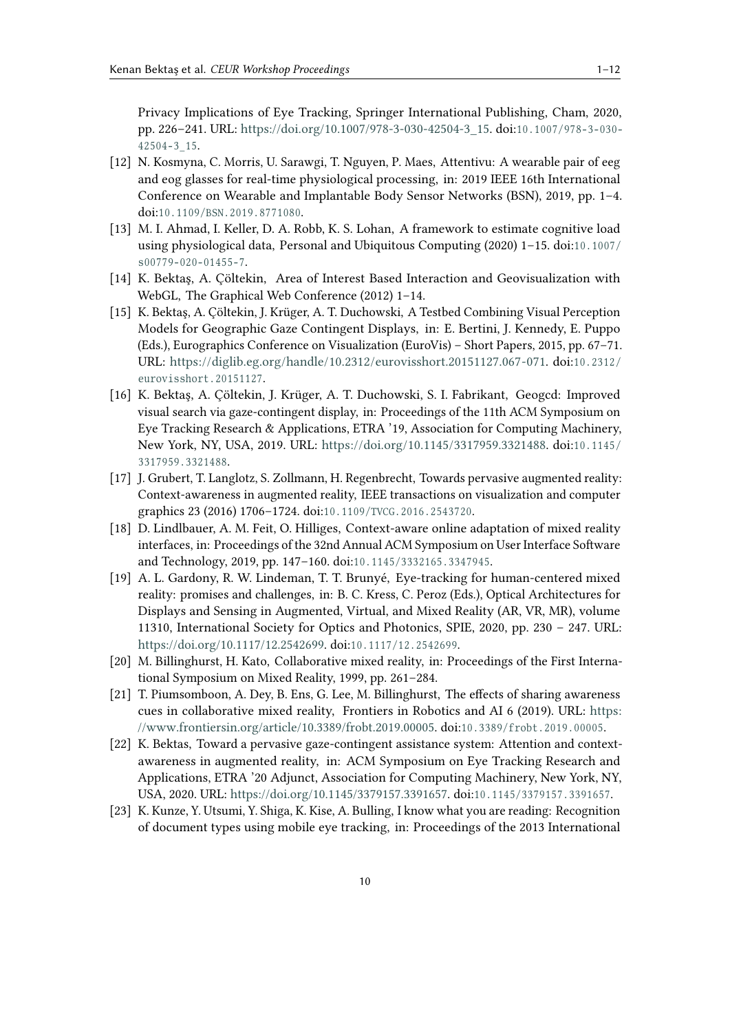Privacy Implications of Eye Tracking, Springer International Publishing, Cham, 2020, pp. 226–241. URL: https://doi.org/10.1007/978-3-030-42504-3_15. doi:10.1007/978-3-030-42504-3_15.

[12] N. Kosmyna, C. Morris, U. Sarawgi, T. Nguyen, P. Maes, Attentivu: A wearable pair of eeg and eog glasses for real-time physiological processing, in: 2019 IEEE 16th International Conference on Wearable and Implantable Body Sensor Networks (BSN), 2019, pp. 1–4. doi:10.1109/BSN.2019.8771080.

[13] M. I. Ahmad, I. Keller, D. A. Robb, K. S. Lohan, A framework to estimate cognitive load using physiological data, Personal and Ubiquitous Computing (2020) 1–15. doi:10.1007/s00779-020-01455-7.

[14] K. Bektaş, A. Çöltekin, Area of Interest Based Interaction and Geovisualization with WebGL, The Graphical Web Conference (2012) 1–14.

[15] K. Bektaş, A. Çöltekin, J. Krüger, A. T. Duchowski, A Testbed Combining Visual Perception Models for Geographic Gaze Contingent Displays, in: E. Bertini, J. Kennedy, E. Puppo (Eds.), Eurographics Conference on Visualization (EuroVis) – Short Papers, 2015, pp. 67–71. URL: https://diglib.eg.org/handle/10.2312/eurovisshort.20151127.067-071. doi:10.2312/eurovisshort.20151127.

[16] K. Bektaş, A. Çöltekin, J. Krüger, A. T. Duchowski, S. I. Fabrikant, Geogcd: Improved visual search via gaze-contingent display, in: Proceedings of the 11th ACM Symposium on Eye Tracking Research & Applications, ETRA '19, Association for Computing Machinery, New York, NY, USA, 2019. URL: https://doi.org/10.1145/3317959.3321488. doi:10.1145/3317959.3321488.

[17] J. Grubert, T. Langlotz, S. Zollmann, H. Regenbrecht, Towards pervasive augmented reality: Context-awareness in augmented reality, IEEE transactions on visualization and computer graphics 23 (2016) 1706–1724. doi:10.1109/TVCG.2016.2543720.

[18] D. Lindlbauer, A. M. Feit, O. Hilliges, Context-aware online adaptation of mixed reality interfaces, in: Proceedings of the 32nd Annual ACM Symposium on User Interface Software and Technology, 2019, pp. 147–160. doi:10.1145/3332165.3347945.

[19] A. L. Gardony, R. W. Lindeman, T. T. Brunyé, Eye-tracking for human-centered mixed reality: promises and challenges, in: B. C. Kress, C. Peroz (Eds.), Optical Architectures for Displays and Sensing in Augmented, Virtual, and Mixed Reality (AR, VR, MR), volume 11310, International Society for Optics and Photonics, SPIE, 2020, pp. 230 – 247. URL: https://doi.org/10.1117/12.2542699. doi:10.1117/12.2542699.

[20] M. Billinghurst, H. Kato, Collaborative mixed reality, in: Proceedings of the First International Symposium on Mixed Reality, 1999, pp. 261–284.

[21] T. Piumsomboon, A. Dey, B. Ens, G. Lee, M. Billinghurst, The effects of sharing awareness cues in collaborative mixed reality, Frontiers in Robotics and AI 6 (2019). URL: https://www.frontiersin.org/article/10.3389/frobt.2019.00005. doi:10.3389/frobt.2019.00005.

[22] K. Bektas, Toward a pervasive gaze-contingent assistance system: Attention and context-awareness in augmented reality, in: ACM Symposium on Eye Tracking Research and Applications, ETRA '20 Adjunct, Association for Computing Machinery, New York, NY, USA, 2020. URL: https://doi.org/10.1145/3379157.3391657. doi:10.1145/3379157.3391657.

[23] K. Kunze, Y. Utsumi, Y. Shiga, K. Kise, A. Bulling, I know what you are reading: Recognition of document types using mobile eye tracking, in: Proceedings of the 2013 International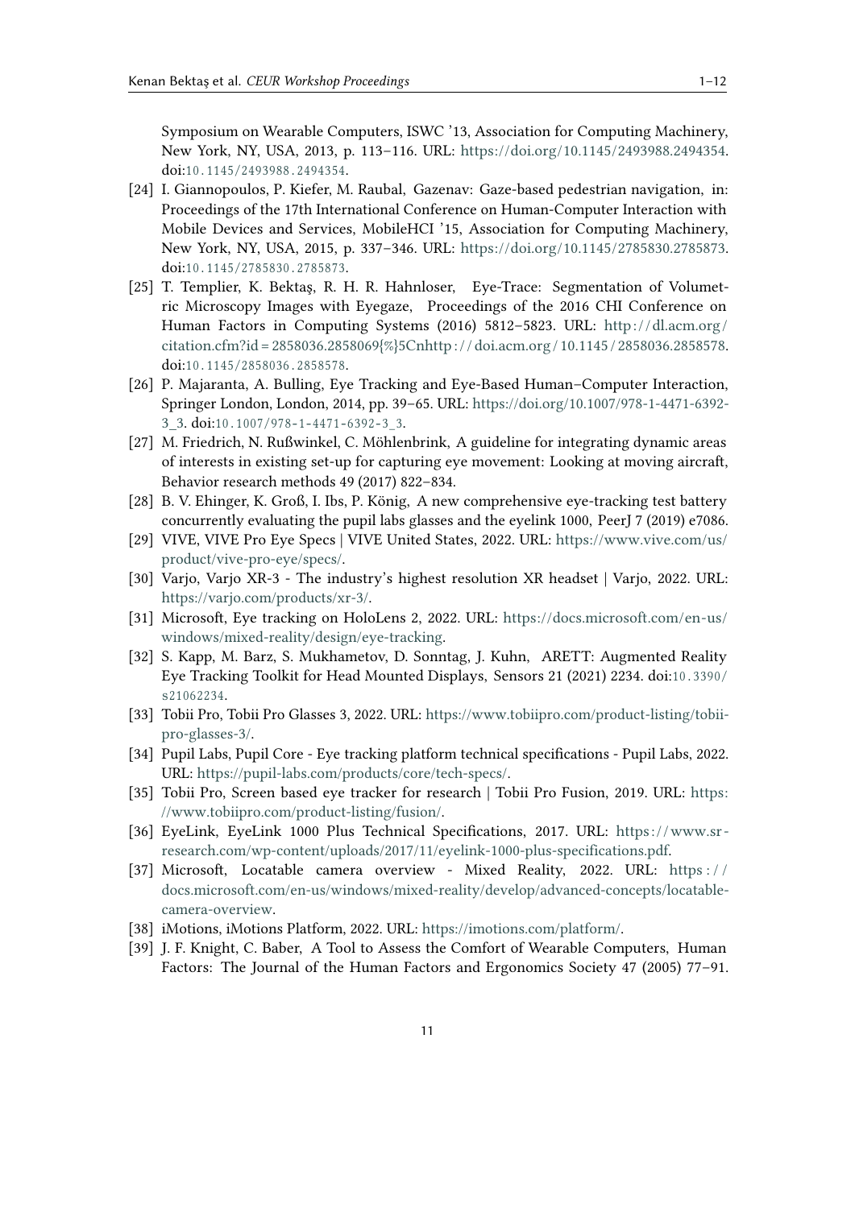Symposium on Wearable Computers, ISWC '13, Association for Computing Machinery, New York, NY, USA, 2013, p. 113–116. URL: https://doi.org/10.1145/2493988.2494354. doi:10.1145/2493988.2494354.

[24] I. Giannopoulos, P. Kiefer, M. Raubal, Gazenav: Gaze-based pedestrian navigation, in: Proceedings of the 17th International Conference on Human-Computer Interaction with Mobile Devices and Services, MobileHCI '15, Association for Computing Machinery, New York, NY, USA, 2015, p. 337–346. URL: https://doi.org/10.1145/2785830.2785873. doi:10.1145/2785830.2785873.

[25] T. Templier, K. Bektaş, R. H. R. Hahnloser, Eye-Trace: Segmentation of Volumetric Microscopy Images with Eyegaze, Proceedings of the 2016 CHI Conference on Human Factors in Computing Systems (2016) 5812–5823. URL: http://dl.acm.org/citation.cfm?id=2858036.2858069{%}5Cnhttp://doi.acm.org/10.1145/2858036.2858578. doi:10.1145/2858036.2858578.

[26] P. Majaranta, A. Bulling, Eye Tracking and Eye-Based Human–Computer Interaction, Springer London, London, 2014, pp. 39–65. URL: https://doi.org/10.1007/978-1-4471-6392-3_3. doi:10.1007/978-1-4471-6392-3_3.

[27] M. Friedrich, N. Rußwinkel, C. Möhlenbrink, A guideline for integrating dynamic areas of interests in existing set-up for capturing eye movement: Looking at moving aircraft, Behavior research methods 49 (2017) 822–834.

[28] B. V. Ehinger, K. Groß, I. Ibs, P. König, A new comprehensive eye-tracking test battery concurrently evaluating the pupil labs glasses and the eyelink 1000, PeerJ 7 (2019) e7086.

[29] VIVE, VIVE Pro Eye Specs | VIVE United States, 2022. URL: https://www.vive.com/us/product/vive-pro-eye/specs/.

[30] Varjo, Varjo XR-3 - The industry's highest resolution XR headset | Varjo, 2022. URL: https://varjo.com/products/xr-3/.

[31] Microsoft, Eye tracking on HoloLens 2, 2022. URL: https://docs.microsoft.com/en-us/windows/mixed-reality/design/eye-tracking.

[32] S. Kapp, M. Barz, S. Mukhametov, D. Sonntag, J. Kuhn, ARETT: Augmented Reality Eye Tracking Toolkit for Head Mounted Displays, Sensors 21 (2021) 2234. doi:10.3390/s21062234.

[33] Tobii Pro, Tobii Pro Glasses 3, 2022. URL: https://www.tobiipro.com/product-listing/tobii-pro-glasses-3/.

[34] Pupil Labs, Pupil Core - Eye tracking platform technical specifications - Pupil Labs, 2022. URL: https://pupil-labs.com/products/core/tech-specs/.

[35] Tobii Pro, Screen based eye tracker for research | Tobii Pro Fusion, 2019. URL: https://www.tobiipro.com/product-listing/fusion/.

[36] EyeLink, EyeLink 1000 Plus Technical Specifications, 2017. URL: https://www.sr-research.com/wp-content/uploads/2017/11/eyelink-1000-plus-specifications.pdf.

[37] Microsoft, Locatable camera overview - Mixed Reality, 2022. URL: https://docs.microsoft.com/en-us/windows/mixed-reality/develop/advanced-concepts/locatable-camera-overview.

[38] iMotions, iMotions Platform, 2022. URL: https://imotions.com/platform/.

[39] J. F. Knight, C. Baber, A Tool to Assess the Comfort of Wearable Computers, Human Factors: The Journal of the Human Factors and Ergonomics Society 47 (2005) 77–91.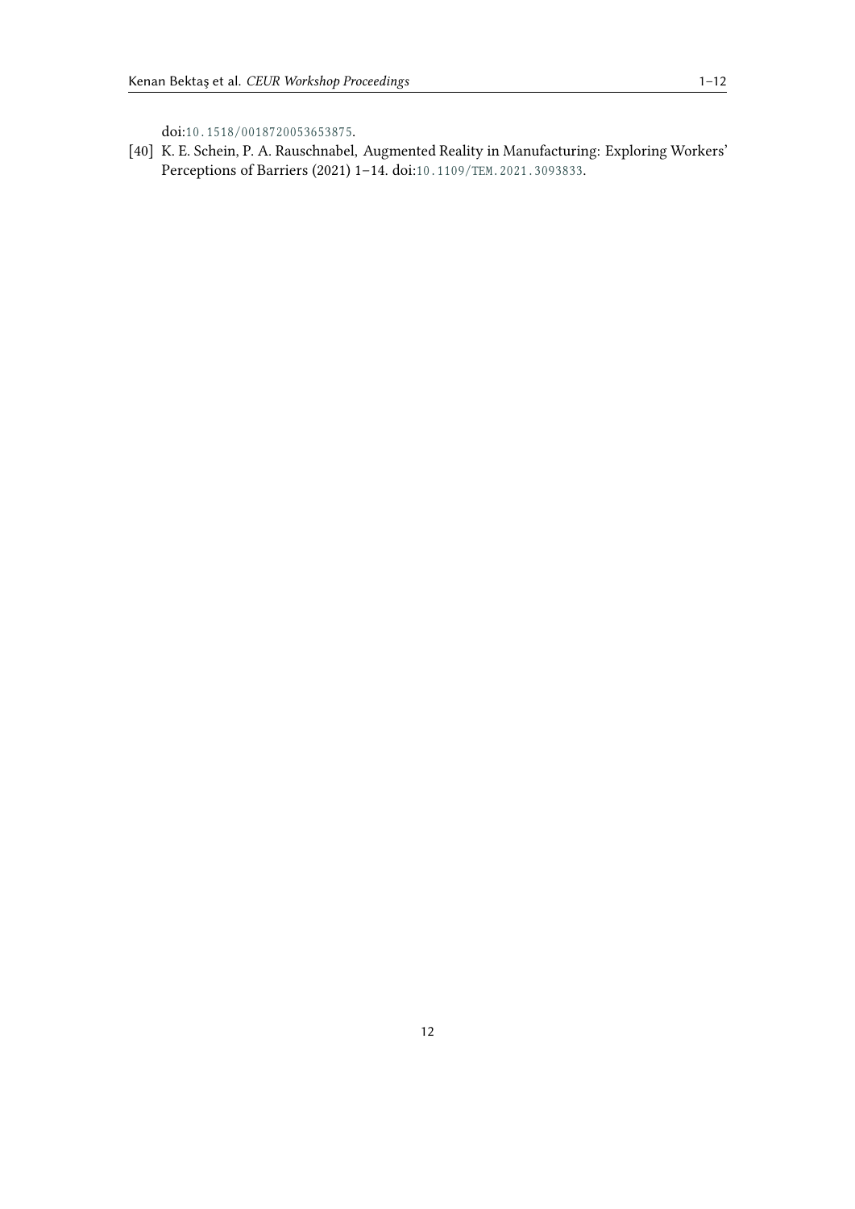doi:10.1518/0018720053653875.

[40] K. E. Schein, P. A. Rauschnabel, Augmented Reality in Manufacturing: Exploring Workers' Perceptions of Barriers (2021) 1–14. doi:10.1109/TEM.2021.3093833.